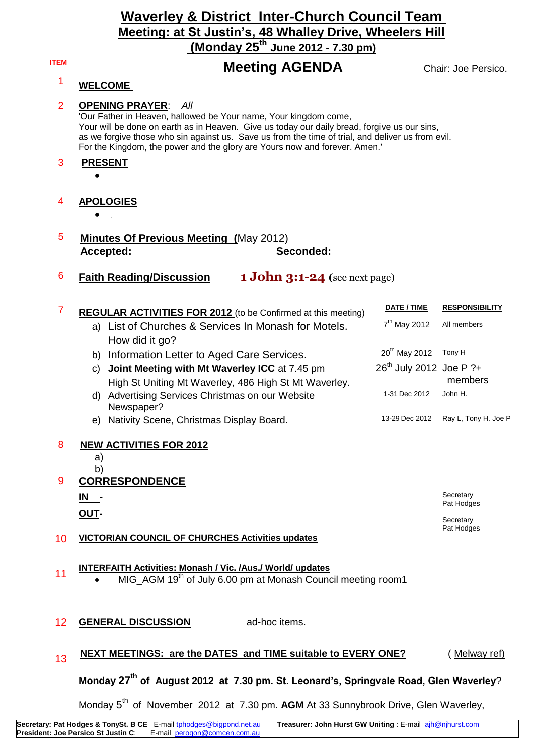# Waverley & District Inter-Church Council Team

## Meeting: at St Justin's, 48 Whalley Drive, Wheelers Hill

## (Monday 25th June 2012 - 7.30 pm)

**ITEM**

## Meeting AGENDA

Chair: Joe Persico.

1 **WELCOME**

2 **OPENING PRAYER**: *All*

'Our Father in Heaven, hallowed be Your name, Your kingdom come,
Your will be done on earth as in Heaven. Give us today our daily bread, forgive us our sins,
as we forgive those who sin against us. Save us from the time of trial, and deliver us from evil.
For the Kingdom, the power and the glory are Yours now and forever. Amen.'

3 **PRESENT**

- 

4 **APOLOGIES**

- 

5 **Minutes Of Previous Meeting (**May 2012)

**Accepted:** **Seconded:**

6 **Faith Reading/Discussion** **1 John 3:1-24** (see next page)

7 **REGULAR ACTIVITIES FOR 2012** (to be Confirmed at this meeting)

| Activity | DATE / TIME | RESPONSIBILITY |
|---|---|---|
| a) List of Churches & Services In Monash for Motels. How did it go? | 7th May 2012 | All members |
| b) Information Letter to Aged Care Services. | 20th May 2012 | Tony H |
| c) **Joint Meeting with Mt Waverley ICC** at 7.45 pm High St Uniting Mt Waverley, 486 High St Mt Waverley. | 26th July 2012 | Joe P ?+ members |
| d) Advertising Services Christmas on our Website Newspaper? | 1-31 Dec 2012 | John H. |
| e) Nativity Scene, Christmas Display Board. | 13-29 Dec 2012 | Ray L, Tony H. Joe P |

8 **NEW ACTIVITIES FOR 2012**

a)
b)

9 **CORRESPONDENCE**

**IN** - Secretary Pat Hodges

**OUT**- Secretary Pat Hodges

10 **VICTORIAN COUNCIL OF CHURCHES Activities updates**

11 **INTERFAITH Activities: Monash / Vic. /Aus./ World/ updates**

- MIG_AGM 19th of July 6.00 pm at Monash Council meeting room1

12 **GENERAL DISCUSSION** ad-hoc items.

13 **NEXT MEETINGS: are the DATES and TIME suitable to EVERY ONE?** ( Melway ref)

**Monday 27th of August 2012 at 7.30 pm. St. Leonard's, Springvale Road, Glen Waverley**?

Monday 5th of November 2012 at 7.30 pm. **AGM** At 33 Sunnybrook Drive, Glen Waverley,

| | |
|---|---|
| **Secretary: Pat Hodges & TonySt. B CE** E-mail tphodges@bigpond.net.au<br>**President: Joe Persico St Justin C**: E-mail perogon@comcen.com.au | **Treasurer: John Hurst GW Uniting** : E-mail ajh@njhurst.com |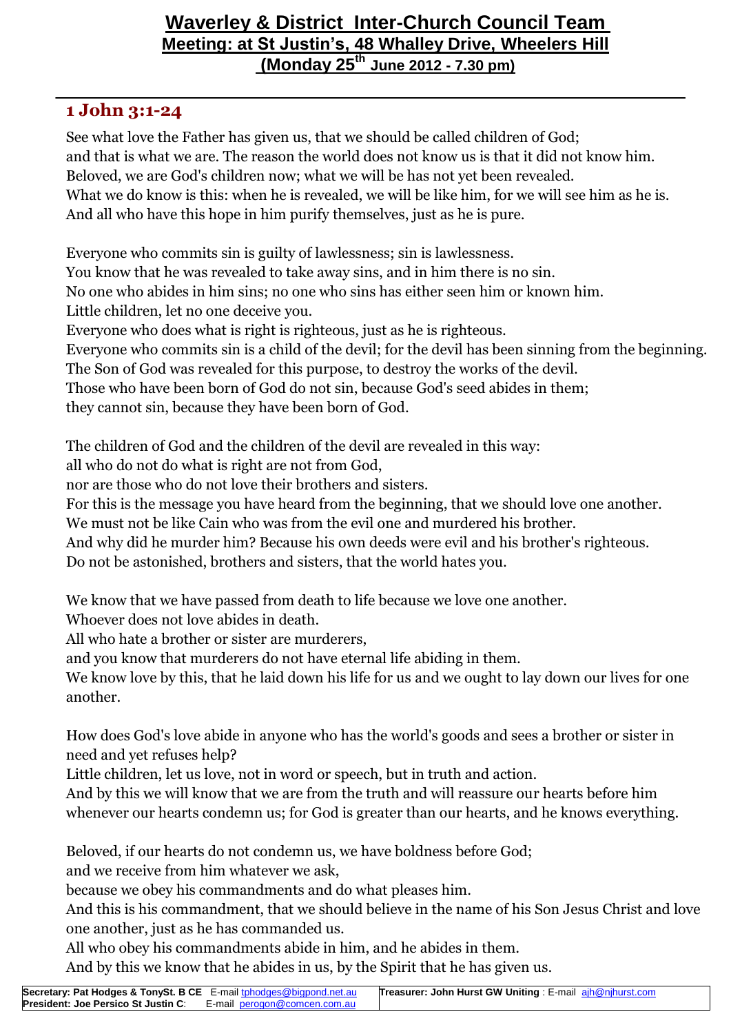# Waverley & District Inter-Church Council Team

## Meeting: at St Justin's, 48 Whalley Drive, Wheelers Hill

### (Monday 25th June 2012 - 7.30 pm)

## 1 John 3:1-24

See what love the Father has given us, that we should be called children of God;
and that is what we are. The reason the world does not know us is that it did not know him.
Beloved, we are God's children now; what we will be has not yet been revealed.
What we do know is this: when he is revealed, we will be like him, for we will see him as he is.
And all who have this hope in him purify themselves, just as he is pure.

Everyone who commits sin is guilty of lawlessness; sin is lawlessness.
You know that he was revealed to take away sins, and in him there is no sin.
No one who abides in him sins; no one who sins has either seen him or known him.
Little children, let no one deceive you.
Everyone who does what is right is righteous, just as he is righteous.
Everyone who commits sin is a child of the devil; for the devil has been sinning from the beginning.
The Son of God was revealed for this purpose, to destroy the works of the devil.
Those who have been born of God do not sin, because God's seed abides in them;
they cannot sin, because they have been born of God.

The children of God and the children of the devil are revealed in this way:
all who do not do what is right are not from God,
nor are those who do not love their brothers and sisters.
For this is the message you have heard from the beginning, that we should love one another.
We must not be like Cain who was from the evil one and murdered his brother.
And why did he murder him? Because his own deeds were evil and his brother's righteous.
Do not be astonished, brothers and sisters, that the world hates you.

We know that we have passed from death to life because we love one another.
Whoever does not love abides in death.
All who hate a brother or sister are murderers,
and you know that murderers do not have eternal life abiding in them.
We know love by this, that he laid down his life for us and we ought to lay down our lives for one another.

How does God's love abide in anyone who has the world's goods and sees a brother or sister in need and yet refuses help?
Little children, let us love, not in word or speech, but in truth and action.
And by this we will know that we are from the truth and will reassure our hearts before him whenever our hearts condemn us; for God is greater than our hearts, and he knows everything.

Beloved, if our hearts do not condemn us, we have boldness before God;
and we receive from him whatever we ask,
because we obey his commandments and do what pleases him.
And this is his commandment, that we should believe in the name of his Son Jesus Christ and love one another, just as he has commanded us.
All who obey his commandments abide in him, and he abides in them.
And by this we know that he abides in us, by the Spirit that he has given us.

| | |
|---|---|
| **Secretary: Pat Hodges & TonySt. B CE** E-mail tphodges@bigpond.net.au<br>**President: Joe Persico St Justin C**: E-mail perogon@comcen.com.au | **Treasurer: John Hurst GW Uniting** : E-mail ajh@njhurst.com |